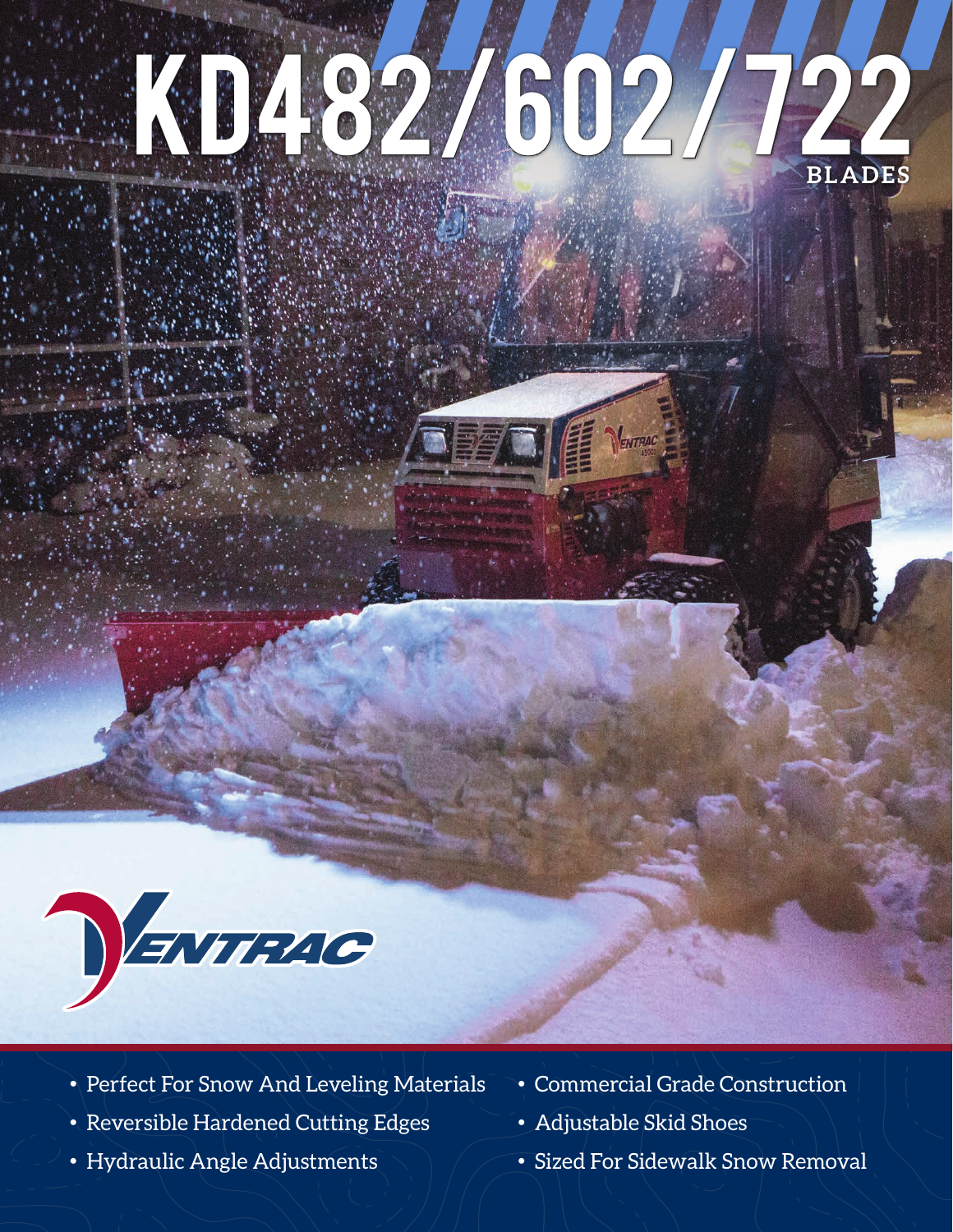# KD482/602/722

## BLADES

VENTRAC

- Perfect For Snow And Leveling Materials
- Reversible Hardened Cutting Edges
- Hydraulic Angle Adjustments
- Commercial Grade Construction
- Adjustable Skid Shoes
- Sized For Sidewalk Snow Removal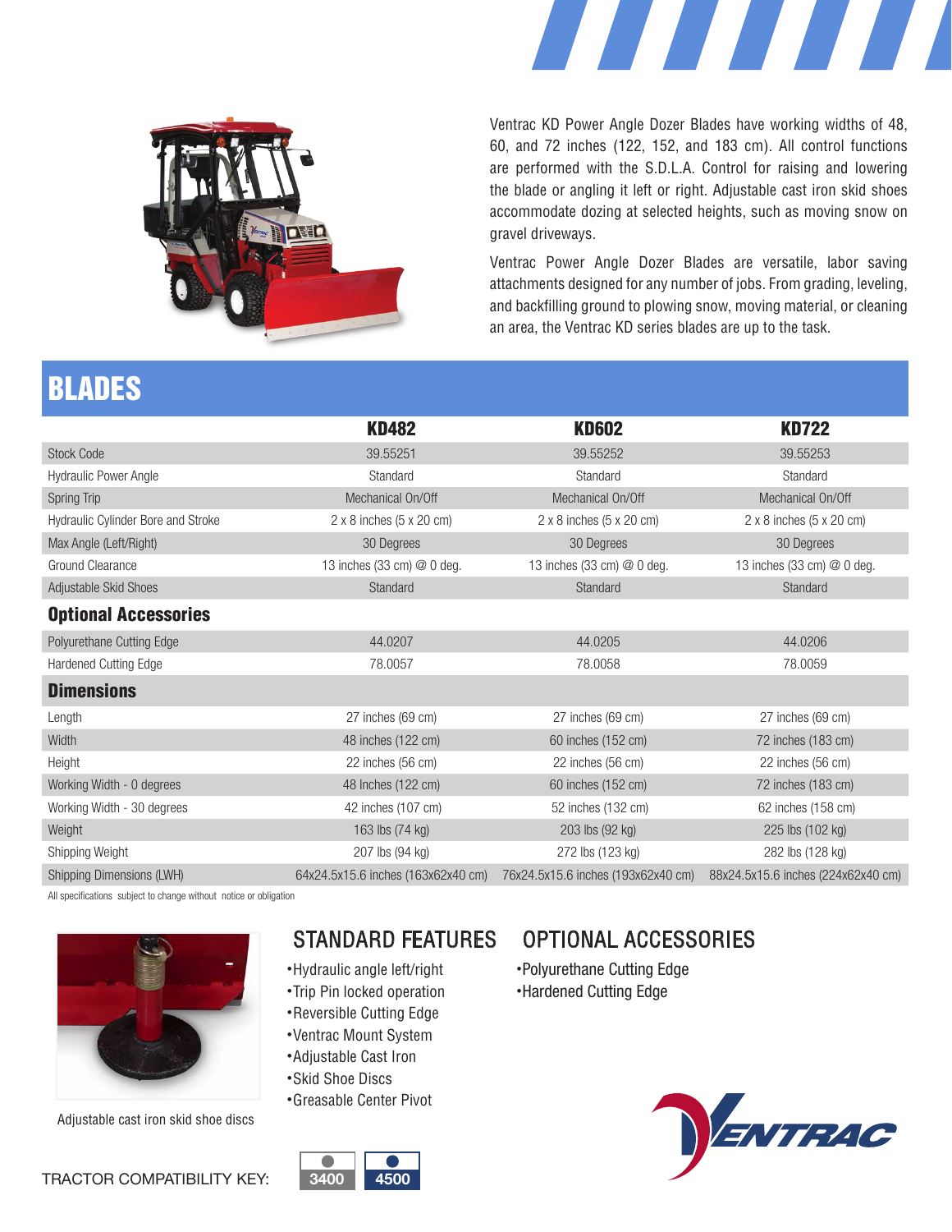Ventrac KD Power Angle Dozer Blades have working widths of 48, 60, and 72 inches (122, 152, and 183 cm). All control functions are performed with the S.D.L.A. Control for raising and lowering the blade or angling it left or right. Adjustable cast iron skid shoes accommodate dozing at selected heights, such as moving snow on gravel driveways.

Ventrac Power Angle Dozer Blades are versatile, labor saving attachments designed for any number of jobs. From grading, leveling, and backfilling ground to plowing snow, moving material, or cleaning an area, the Ventrac KD series blades are up to the task.

# BLADES

| | KD482 | KD602 | KD722 |
|---|---|---|---|
| Stock Code | 39.55251 | 39.55252 | 39.55253 |
| Hydraulic Power Angle | Standard | Standard | Standard |
| Spring Trip | Mechanical On/Off | Mechanical On/Off | Mechanical On/Off |
| Hydraulic Cylinder Bore and Stroke | 2 x 8 inches (5 x 20 cm) | 2 x 8 inches (5 x 20 cm) | 2 x 8 inches (5 x 20 cm) |
| Max Angle (Left/Right) | 30 Degrees | 30 Degrees | 30 Degrees |
| Ground Clearance | 13 inches (33 cm) @ 0 deg. | 13 inches (33 cm) @ 0 deg. | 13 inches (33 cm) @ 0 deg. |
| Adjustable Skid Shoes | Standard | Standard | Standard |
| **Optional Accessories** | | | |
| Polyurethane Cutting Edge | 44.0207 | 44.0205 | 44.0206 |
| Hardened Cutting Edge | 78.0057 | 78.0058 | 78.0059 |
| **Dimensions** | | | |
| Length | 27 inches (69 cm) | 27 inches (69 cm) | 27 inches (69 cm) |
| Width | 48 inches (122 cm) | 60 inches (152 cm) | 72 inches (183 cm) |
| Height | 22 inches (56 cm) | 22 inches (56 cm) | 22 inches (56 cm) |
| Working Width - 0 degrees | 48 Inches (122 cm) | 60 inches (152 cm) | 72 inches (183 cm) |
| Working Width - 30 degrees | 42 inches (107 cm) | 52 inches (132 cm) | 62 inches (158 cm) |
| Weight | 163 lbs (74 kg) | 203 lbs (92 kg) | 225 lbs (102 kg) |
| Shipping Weight | 207 lbs (94 kg) | 272 lbs (123 kg) | 282 lbs (128 kg) |
| Shipping Dimensions (LWH) | 64x24.5x15.6 inches (163x62x40 cm) | 76x24.5x15.6 inches (193x62x40 cm) | 88x24.5x15.6 inches (224x62x40 cm) |

All specifications subject to change without notice or obligation

Adjustable cast iron skid shoe discs

## STANDARD FEATURES

- Hydraulic angle left/right
- Trip Pin locked operation
- Reversible Cutting Edge
- Ventrac Mount System
- Adjustable Cast Iron
- Skid Shoe Discs
- Greasable Center Pivot

## OPTIONAL ACCESSORIES

- Polyurethane Cutting Edge
- Hardened Cutting Edge

TRACTOR COMPATIBILITY KEY: 3400 4500

VENTRAC